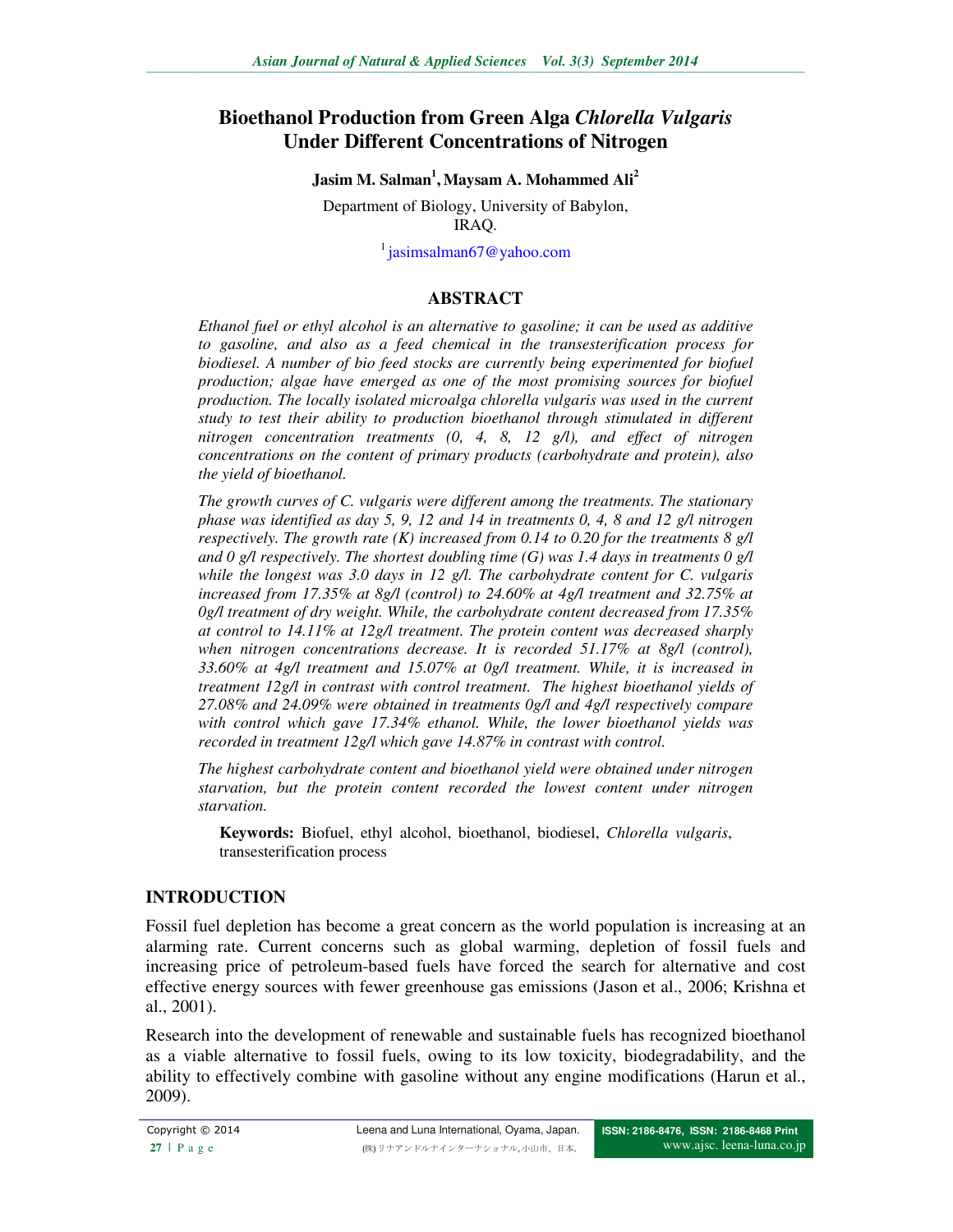# Bioethanol Production from Green Alga *Chlorella Vulgaris* Under Different Concentrations of Nitrogen

**Jasim M. Salman[1], Maysam A. Mohammed Ali[2]**

Department of Biology, University of Babylon, IRAQ.

[1] jasimsalman67@yahoo.com

## ABSTRACT

*Ethanol fuel or ethyl alcohol is an alternative to gasoline; it can be used as additive to gasoline, and also as a feed chemical in the transesterification process for biodiesel. A number of bio feed stocks are currently being experimented for biofuel production; algae have emerged as one of the most promising sources for biofuel production. The locally isolated microalga chlorella vulgaris was used in the current study to test their ability to production bioethanol through stimulated in different nitrogen concentration treatments (0, 4, 8, 12 g/l), and effect of nitrogen concentrations on the content of primary products (carbohydrate and protein), also the yield of bioethanol.*

*The growth curves of C. vulgaris were different among the treatments. The stationary phase was identified as day 5, 9, 12 and 14 in treatments 0, 4, 8 and 12 g/l nitrogen respectively. The growth rate (K) increased from 0.14 to 0.20 for the treatments 8 g/l and 0 g/l respectively. The shortest doubling time (G) was 1.4 days in treatments 0 g/l while the longest was 3.0 days in 12 g/l. The carbohydrate content for C. vulgaris increased from 17.35% at 8g/l (control) to 24.60% at 4g/l treatment and 32.75% at 0g/l treatment of dry weight. While, the carbohydrate content decreased from 17.35% at control to 14.11% at 12g/l treatment. The protein content was decreased sharply when nitrogen concentrations decrease. It is recorded 51.17% at 8g/l (control), 33.60% at 4g/l treatment and 15.07% at 0g/l treatment. While, it is increased in treatment 12g/l in contrast with control treatment. The highest bioethanol yields of 27.08% and 24.09% were obtained in treatments 0g/l and 4g/l respectively compare with control which gave 17.34% ethanol. While, the lower bioethanol yields was recorded in treatment 12g/l which gave 14.87% in contrast with control.*

*The highest carbohydrate content and bioethanol yield were obtained under nitrogen starvation, but the protein content recorded the lowest content under nitrogen starvation.*

**Keywords:** Biofuel, ethyl alcohol, bioethanol, biodiesel, *Chlorella vulgaris*, transesterification process

## INTRODUCTION

Fossil fuel depletion has become a great concern as the world population is increasing at an alarming rate. Current concerns such as global warming, depletion of fossil fuels and increasing price of petroleum-based fuels have forced the search for alternative and cost effective energy sources with fewer greenhouse gas emissions (Jason et al., 2006; Krishna et al., 2001).

Research into the development of renewable and sustainable fuels has recognized bioethanol as a viable alternative to fossil fuels, owing to its low toxicity, biodegradability, and the ability to effectively combine with gasoline without any engine modifications (Harun et al., 2009).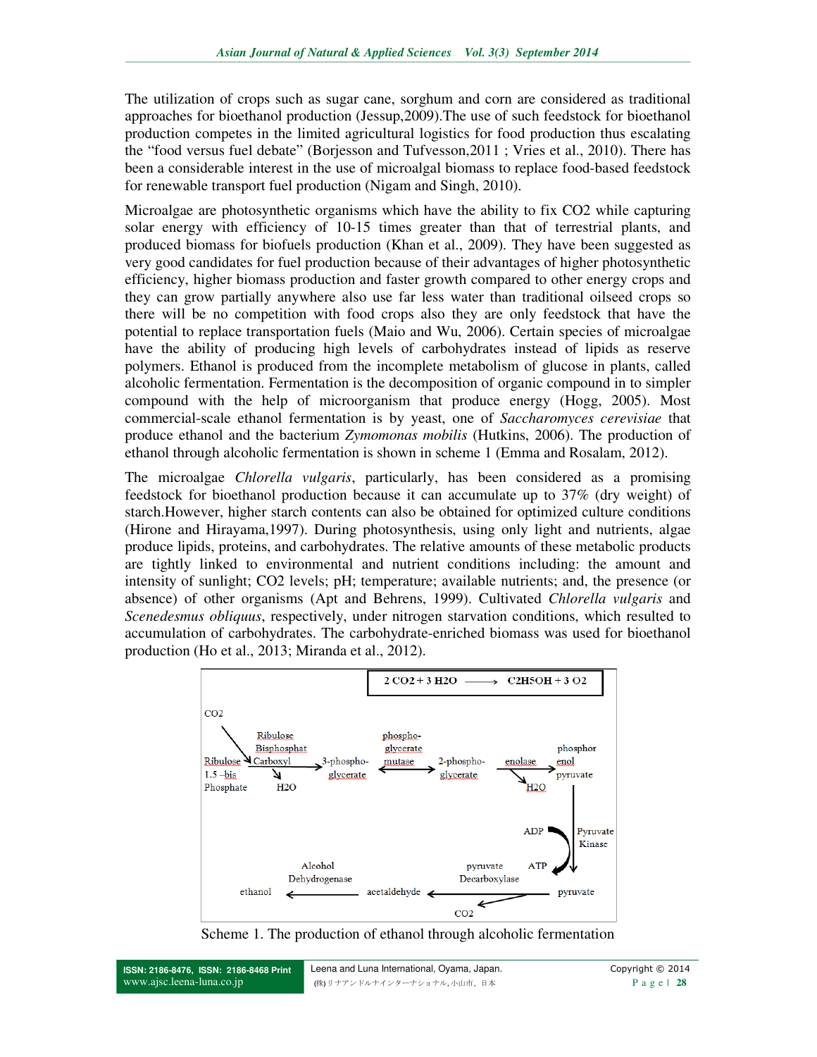The utilization of crops such as sugar cane, sorghum and corn are considered as traditional approaches for bioethanol production (Jessup,2009).The use of such feedstock for bioethanol production competes in the limited agricultural logistics for food production thus escalating the "food versus fuel debate" (Borjesson and Tufvesson,2011 ; Vries et al., 2010). There has been a considerable interest in the use of microalgal biomass to replace food-based feedstock for renewable transport fuel production (Nigam and Singh, 2010).

Microalgae are photosynthetic organisms which have the ability to fix CO2 while capturing solar energy with efficiency of 10-15 times greater than that of terrestrial plants, and produced biomass for biofuels production (Khan et al., 2009). They have been suggested as very good candidates for fuel production because of their advantages of higher photosynthetic efficiency, higher biomass production and faster growth compared to other energy crops and they can grow partially anywhere also use far less water than traditional oilseed crops so there will be no competition with food crops also they are only feedstock that have the potential to replace transportation fuels (Maio and Wu, 2006). Certain species of microalgae have the ability of producing high levels of carbohydrates instead of lipids as reserve polymers. Ethanol is produced from the incomplete metabolism of glucose in plants, called alcoholic fermentation. Fermentation is the decomposition of organic compound in to simpler compound with the help of microorganism that produce energy (Hogg, 2005). Most commercial-scale ethanol fermentation is by yeast, one of *Saccharomyces cerevisiae* that produce ethanol and the bacterium *Zymomonas mobilis* (Hutkins, 2006). The production of ethanol through alcoholic fermentation is shown in scheme 1 (Emma and Rosalam, 2012).

The microalgae *Chlorella vulgaris*, particularly, has been considered as a promising feedstock for bioethanol production because it can accumulate up to 37% (dry weight) of starch.However, higher starch contents can also be obtained for optimized culture conditions (Hirone and Hirayama,1997). During photosynthesis, using only light and nutrients, algae produce lipids, proteins, and carbohydrates. The relative amounts of these metabolic products are tightly linked to environmental and nutrient conditions including: the amount and intensity of sunlight; CO2 levels; pH; temperature; available nutrients; and, the presence (or absence) of other organisms (Apt and Behrens, 1999). Cultivated *Chlorella vulgaris* and *Scenedesmus obliquus*, respectively, under nitrogen starvation conditions, which resulted to accumulation of carbohydrates. The carbohydrate-enriched biomass was used for bioethanol production (Ho et al., 2013; Miranda et al., 2012).

$$2\ CO_2 + 3\ H_2O \longrightarrow C_2H_5OH + 3\ O_2$$

CO2 + Ribulose 1.5-bis Phosphate → (Ribulose Bisphosphat Carboxyl) → 3-phospho-glycerate + H2O ⇌ (phospho-glycerate mutase) ⇌ 2-phospho-glycerate → (enolase) → phosphor enol pyruvate + H2O → (Pyruvate Kinase; ADP → ATP) → pyruvate → (pyruvate Decarboxylase) → acetaldehyde + CO2 → (Alcohol Dehydrogenase) → ethanol

Scheme 1. The production of ethanol through alcoholic fermentation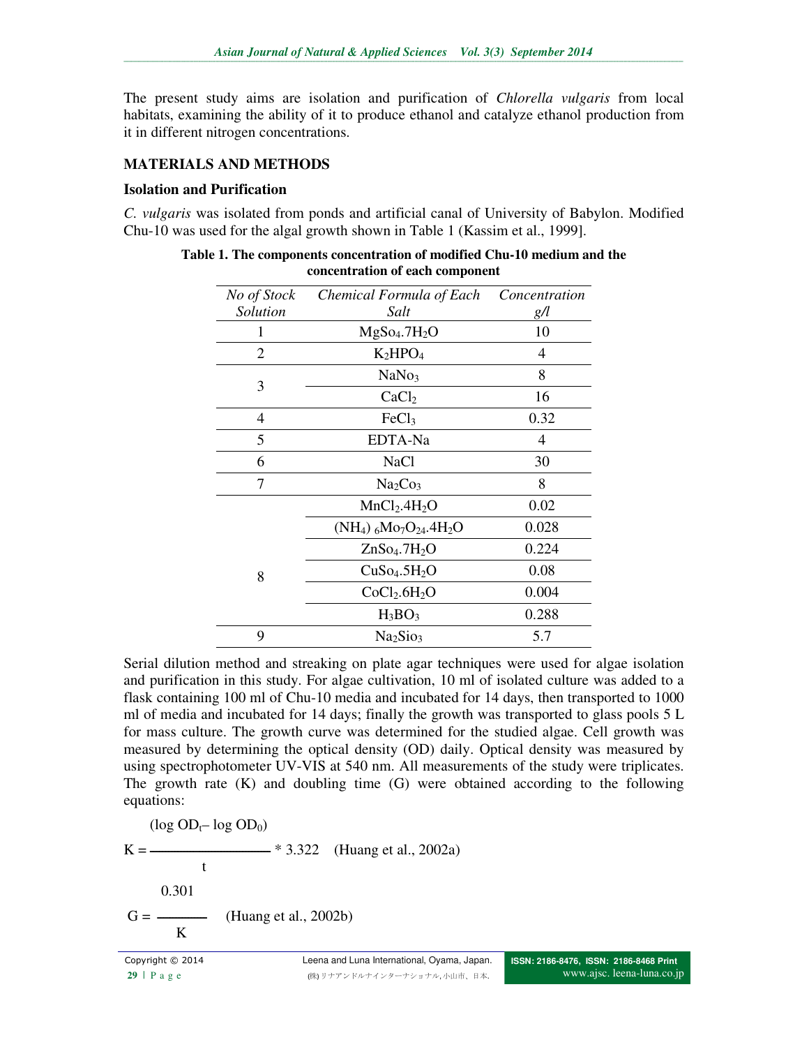The present study aims are isolation and purification of *Chlorella vulgaris* from local habitats, examining the ability of it to produce ethanol and catalyze ethanol production from it in different nitrogen concentrations.

## MATERIALS AND METHODS

### Isolation and Purification

*C. vulgaris* was isolated from ponds and artificial canal of University of Babylon. Modified Chu-10 was used for the algal growth shown in Table 1 (Kassim et al., 1999].

**Table 1. The components concentration of modified Chu-10 medium and the concentration of each component**

| *No of Stock Solution* | *Chemical Formula of Each Salt* | *Concentration g/l* |
|---|---|---|
| 1 | $MgSo_4.7H_2O$ | 10 |
| 2 | $K_2HPO_4$ | 4 |
| 3 | $NaNo_3$ | 8 |
| | $CaCl_2$ | 16 |
| 4 | $FeCl_3$ | 0.32 |
| 5 | EDTA-Na | 4 |
| 6 | NaCl | 30 |
| 7 | $Na_2Co_3$ | 8 |
| 8 | $MnCl_2.4H_2O$ | 0.02 |
| | $(NH_4)_6Mo_7O_{24}.4H_2O$ | 0.028 |
| | $ZnSo_4.7H_2O$ | 0.224 |
| | $CuSo_4.5H_2O$ | 0.08 |
| | $CoCl_2.6H_2O$ | 0.004 |
| | $H_3BO_3$ | 0.288 |
| 9 | $Na_2Sio_3$ | 5.7 |

Serial dilution method and streaking on plate agar techniques were used for algae isolation and purification in this study. For algae cultivation, 10 ml of isolated culture was added to a flask containing 100 ml of Chu-10 media and incubated for 14 days, then transported to 1000 ml of media and incubated for 14 days; finally the growth was transported to glass pools 5 L for mass culture. The growth curve was determined for the studied algae. Cell growth was measured by determining the optical density (OD) daily. Optical density was measured by using spectrophotometer UV-VIS at 540 nm. All measurements of the study were triplicates. The growth rate (K) and doubling time (G) were obtained according to the following equations:

$$K = \frac{(\log OD_t - \log OD_0)}{t} * 3.322 \quad \text{(Huang et al., 2002a)}$$

$$G = \frac{0.301}{K} \quad \text{(Huang et al., 2002b)}$$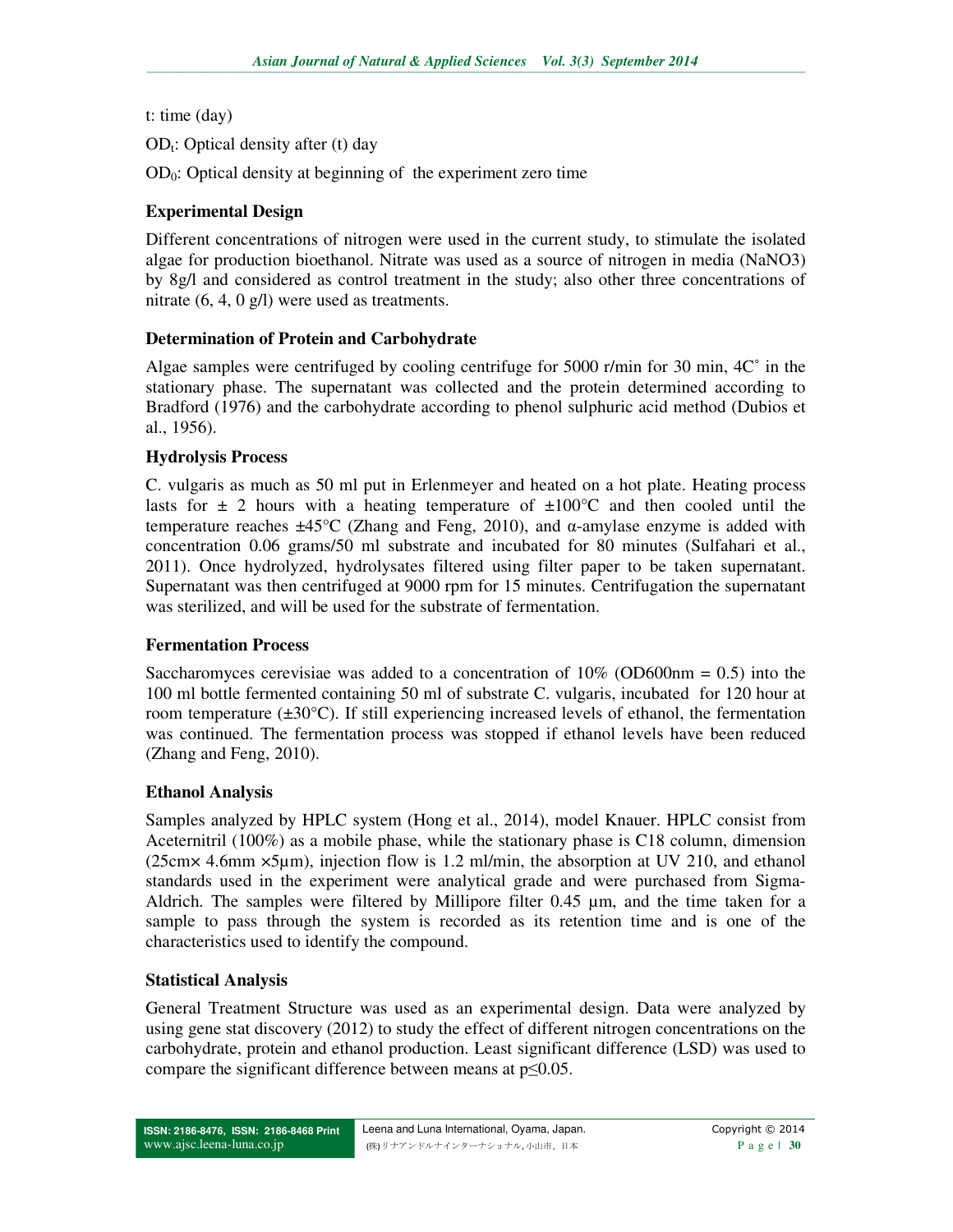t: time (day)

$OD_t$: Optical density after (t) day

$OD_0$: Optical density at beginning of the experiment zero time

### Experimental Design

Different concentrations of nitrogen were used in the current study, to stimulate the isolated algae for production bioethanol. Nitrate was used as a source of nitrogen in media ($NaNO_3$) by 8g/l and considered as control treatment in the study; also other three concentrations of nitrate (6, 4, 0 g/l) were used as treatments.

### Determination of Protein and Carbohydrate

Algae samples were centrifuged by cooling centrifuge for 5000 r/min for 30 min, 4C° in the stationary phase. The supernatant was collected and the protein determined according to Bradford (1976) and the carbohydrate according to phenol sulphuric acid method (Dubios et al., 1956).

### Hydrolysis Process

C. vulgaris as much as 50 ml put in Erlenmeyer and heated on a hot plate. Heating process lasts for ± 2 hours with a heating temperature of ±100°C and then cooled until the temperature reaches ±45°C (Zhang and Feng, 2010), and α-amylase enzyme is added with concentration 0.06 grams/50 ml substrate and incubated for 80 minutes (Sulfahari et al., 2011). Once hydrolyzed, hydrolysates filtered using filter paper to be taken supernatant. Supernatant was then centrifuged at 9000 rpm for 15 minutes. Centrifugation the supernatant was sterilized, and will be used for the substrate of fermentation.

### Fermentation Process

Saccharomyces cerevisiae was added to a concentration of 10% (OD600nm = 0.5) into the 100 ml bottle fermented containing 50 ml of substrate C. vulgaris, incubated for 120 hour at room temperature (±30°C). If still experiencing increased levels of ethanol, the fermentation was continued. The fermentation process was stopped if ethanol levels have been reduced (Zhang and Feng, 2010).

### Ethanol Analysis

Samples analyzed by HPLC system (Hong et al., 2014), model Knauer. HPLC consist from Aceternitril (100%) as a mobile phase, while the stationary phase is C18 column, dimension (25cm× 4.6mm ×5μm), injection flow is 1.2 ml/min, the absorption at UV 210, and ethanol standards used in the experiment were analytical grade and were purchased from Sigma-Aldrich. The samples were filtered by Millipore filter 0.45 μm, and the time taken for a sample to pass through the system is recorded as its retention time and is one of the characteristics used to identify the compound.

### Statistical Analysis

General Treatment Structure was used as an experimental design. Data were analyzed by using gene stat discovery (2012) to study the effect of different nitrogen concentrations on the carbohydrate, protein and ethanol production. Least significant difference (LSD) was used to compare the significant difference between means at $p \leq 0.05$.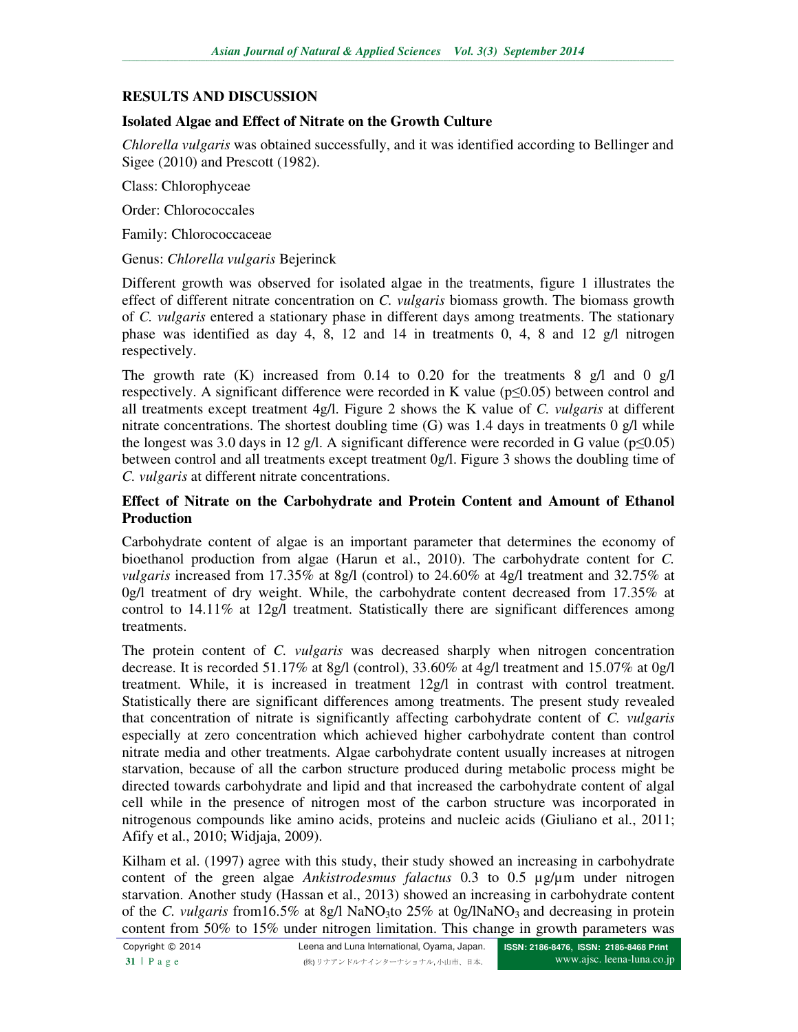## RESULTS AND DISCUSSION

### Isolated Algae and Effect of Nitrate on the Growth Culture

*Chlorella vulgaris* was obtained successfully, and it was identified according to Bellinger and Sigee (2010) and Prescott (1982).

Class: Chlorophyceae

Order: Chlorococcales

Family: Chlorococcaceae

Genus: *Chlorella vulgaris* Bejerinck

Different growth was observed for isolated algae in the treatments, figure 1 illustrates the effect of different nitrate concentration on *C. vulgaris* biomass growth. The biomass growth of *C. vulgaris* entered a stationary phase in different days among treatments. The stationary phase was identified as day 4, 8, 12 and 14 in treatments 0, 4, 8 and 12 g/l nitrogen respectively.

The growth rate (K) increased from 0.14 to 0.20 for the treatments 8 g/l and 0 g/l respectively. A significant difference were recorded in K value ($p \leq 0.05$) between control and all treatments except treatment 4g/l. Figure 2 shows the K value of *C. vulgaris* at different nitrate concentrations. The shortest doubling time (G) was 1.4 days in treatments 0 g/l while the longest was 3.0 days in 12 g/l. A significant difference were recorded in G value ($p \leq 0.05$) between control and all treatments except treatment 0g/l. Figure 3 shows the doubling time of *C. vulgaris* at different nitrate concentrations.

### Effect of Nitrate on the Carbohydrate and Protein Content and Amount of Ethanol Production

Carbohydrate content of algae is an important parameter that determines the economy of bioethanol production from algae (Harun et al., 2010). The carbohydrate content for *C. vulgaris* increased from 17.35% at 8g/l (control) to 24.60% at 4g/l treatment and 32.75% at 0g/l treatment of dry weight. While, the carbohydrate content decreased from 17.35% at control to 14.11% at 12g/l treatment. Statistically there are significant differences among treatments.

The protein content of *C. vulgaris* was decreased sharply when nitrogen concentration decrease. It is recorded 51.17% at 8g/l (control), 33.60% at 4g/l treatment and 15.07% at 0g/l treatment. While, it is increased in treatment 12g/l in contrast with control treatment. Statistically there are significant differences among treatments. The present study revealed that concentration of nitrate is significantly affecting carbohydrate content of *C. vulgaris* especially at zero concentration which achieved higher carbohydrate content than control nitrate media and other treatments. Algae carbohydrate content usually increases at nitrogen starvation, because of all the carbon structure produced during metabolic process might be directed towards carbohydrate and lipid and that increased the carbohydrate content of algal cell while in the presence of nitrogen most of the carbon structure was incorporated in nitrogenous compounds like amino acids, proteins and nucleic acids (Giuliano et al., 2011; Afify et al., 2010; Widjaja, 2009).

Kilham et al. (1997) agree with this study, their study showed an increasing in carbohydrate content of the green algae *Ankistrodesmus falactus* 0.3 to 0.5 µg/µm under nitrogen starvation. Another study (Hassan et al., 2013) showed an increasing in carbohydrate content of the *C. vulgaris* from16.5% at 8g/l $NaNO_3$to 25% at 0g/l$NaNO_3$ and decreasing in protein content from 50% to 15% under nitrogen limitation. This change in growth parameters was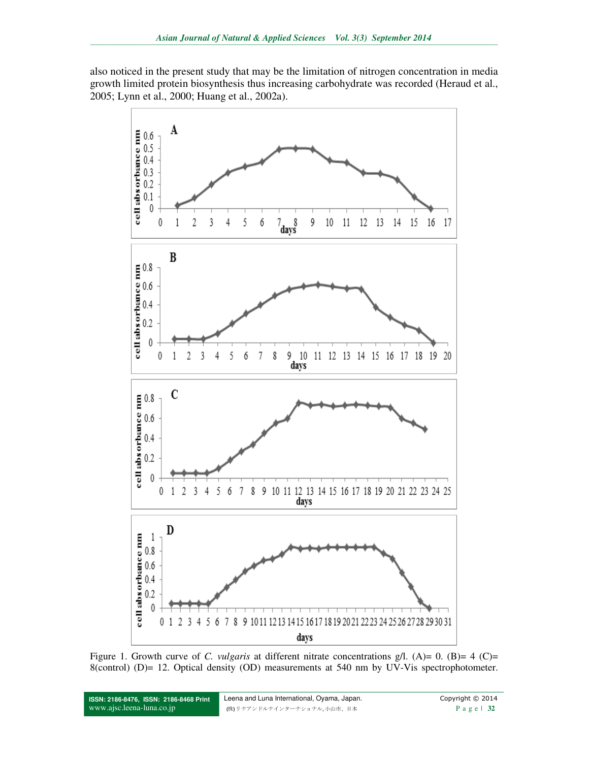also noticed in the present study that may be the limitation of nitrogen concentration in media growth limited protein biosynthesis thus increasing carbohydrate was recorded (Heraud et al., 2005; Lynn et al., 2000; Huang et al., 2002a).

Figure 1. Growth curve of *C. vulgaris* at different nitrate concentrations g/l. (A)= 0. (B)= 4 (C)= 8(control) (D)= 12. Optical density (OD) measurements at 540 nm by UV-Vis spectrophotometer.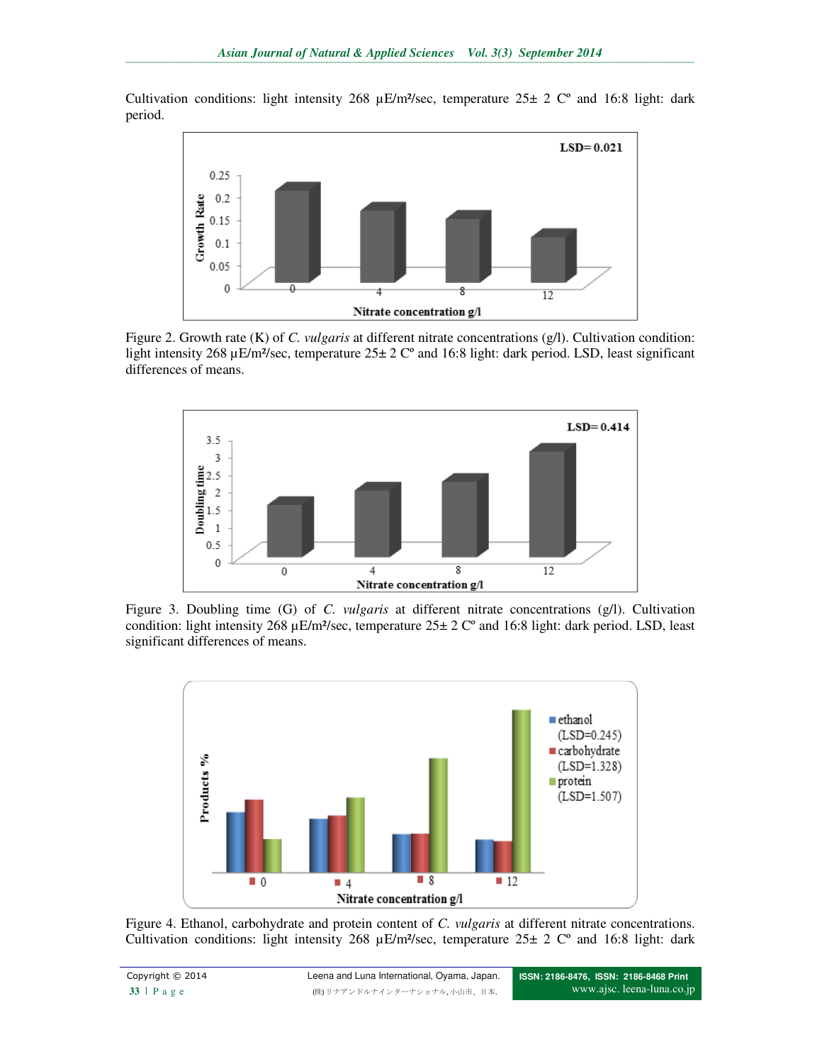Cultivation conditions: light intensity 268 µE/m²/sec, temperature 25± 2 Cº and 16:8 light: dark period.

Figure 2. Growth rate (K) of *C. vulgaris* at different nitrate concentrations (g/l). Cultivation condition: light intensity 268 µE/m²/sec, temperature 25± 2 Cº and 16:8 light: dark period. LSD, least significant differences of means.

Figure 3. Doubling time (G) of *C. vulgaris* at different nitrate concentrations (g/l). Cultivation condition: light intensity 268 µE/m²/sec, temperature 25± 2 Cº and 16:8 light: dark period. LSD, least significant differences of means.

Figure 4. Ethanol, carbohydrate and protein content of *C. vulgaris* at different nitrate concentrations. Cultivation conditions: light intensity 268 µE/m²/sec, temperature 25± 2 Cº and 16:8 light: dark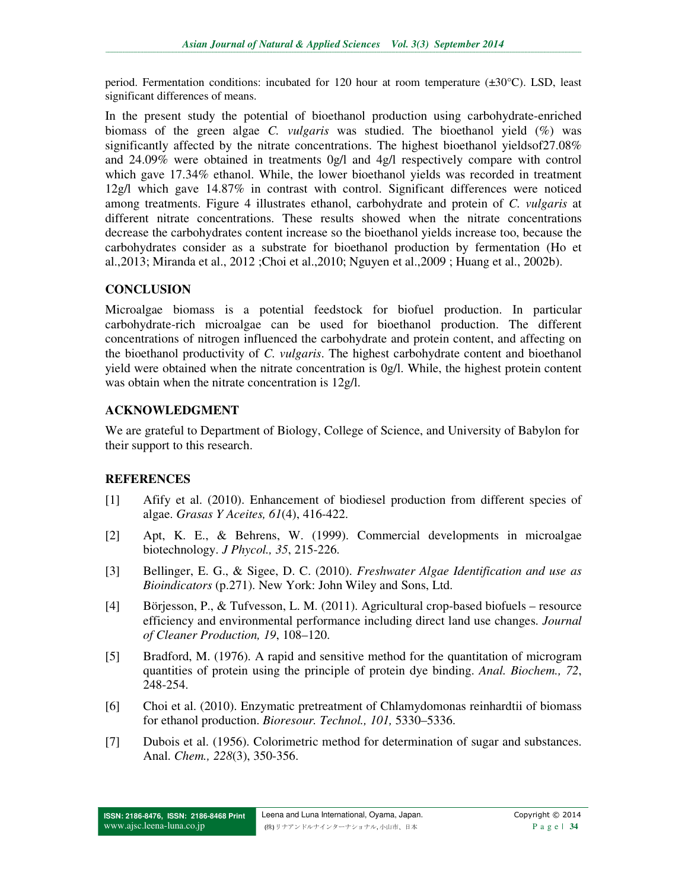period. Fermentation conditions: incubated for 120 hour at room temperature (±30°C). LSD, least significant differences of means.

In the present study the potential of bioethanol production using carbohydrate-enriched biomass of the green algae *C. vulgaris* was studied. The bioethanol yield (%) was significantly affected by the nitrate concentrations. The highest bioethanol yieldsof27.08% and 24.09% were obtained in treatments 0g/l and 4g/l respectively compare with control which gave 17.34% ethanol. While, the lower bioethanol yields was recorded in treatment 12g/l which gave 14.87% in contrast with control. Significant differences were noticed among treatments. Figure 4 illustrates ethanol, carbohydrate and protein of *C. vulgaris* at different nitrate concentrations. These results showed when the nitrate concentrations decrease the carbohydrates content increase so the bioethanol yields increase too, because the carbohydrates consider as a substrate for bioethanol production by fermentation (Ho et al.,2013; Miranda et al., 2012 ;Choi et al.,2010; Nguyen et al.,2009 ; Huang et al., 2002b).

## CONCLUSION

Microalgae biomass is a potential feedstock for biofuel production. In particular carbohydrate-rich microalgae can be used for bioethanol production. The different concentrations of nitrogen influenced the carbohydrate and protein content, and affecting on the bioethanol productivity of *C. vulgaris*. The highest carbohydrate content and bioethanol yield were obtained when the nitrate concentration is 0g/l. While, the highest protein content was obtain when the nitrate concentration is 12g/l.

## ACKNOWLEDGMENT

We are grateful to Department of Biology, College of Science, and University of Babylon for their support to this research.

## REFERENCES

[1] Afify et al. (2010). Enhancement of biodiesel production from different species of algae. *Grasas Y Aceites, 61*(4), 416-422.

[2] Apt, K. E., & Behrens, W. (1999). Commercial developments in microalgae biotechnology. *J Phycol., 35*, 215-226.

[3] Bellinger, E. G., & Sigee, D. C. (2010). *Freshwater Algae Identification and use as Bioindicators* (p.271). New York: John Wiley and Sons, Ltd.

[4] Börjesson, P., & Tufvesson, L. M. (2011). Agricultural crop-based biofuels – resource efficiency and environmental performance including direct land use changes. *Journal of Cleaner Production, 19*, 108–120.

[5] Bradford, M. (1976). A rapid and sensitive method for the quantitation of microgram quantities of protein using the principle of protein dye binding. *Anal. Biochem., 72*, 248-254.

[6] Choi et al. (2010). Enzymatic pretreatment of Chlamydomonas reinhardtii of biomass for ethanol production. *Bioresour. Technol., 101,* 5330–5336.

[7] Dubois et al. (1956). Colorimetric method for determination of sugar and substances. Anal. *Chem., 228*(3), 350-356.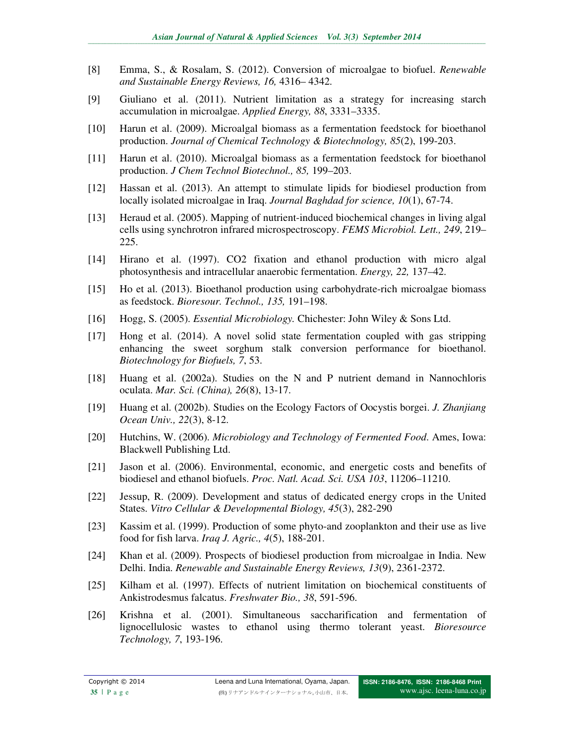[8] Emma, S., & Rosalam, S. (2012). Conversion of microalgae to biofuel. *Renewable and Sustainable Energy Reviews, 16,* 4316– 4342.

[9] Giuliano et al. (2011). Nutrient limitation as a strategy for increasing starch accumulation in microalgae. *Applied Energy, 88*, 3331–3335.

[10] Harun et al. (2009). Microalgal biomass as a fermentation feedstock for bioethanol production. *Journal of Chemical Technology & Biotechnology, 85*(2), 199-203.

[11] Harun et al. (2010). Microalgal biomass as a fermentation feedstock for bioethanol production. *J Chem Technol Biotechnol., 85,* 199–203.

[12] Hassan et al. (2013). An attempt to stimulate lipids for biodiesel production from locally isolated microalgae in Iraq. *Journal Baghdad for science, 10*(1), 67-74.

[13] Heraud et al. (2005). Mapping of nutrient-induced biochemical changes in living algal cells using synchrotron infrared microspectroscopy. *FEMS Microbiol. Lett., 249*, 219–225.

[14] Hirano et al. (1997). CO2 fixation and ethanol production with micro algal photosynthesis and intracellular anaerobic fermentation. *Energy, 22,* 137–42.

[15] Ho et al. (2013). Bioethanol production using carbohydrate-rich microalgae biomass as feedstock. *Bioresour. Technol., 135,* 191–198.

[16] Hogg, S. (2005). *Essential Microbiology.* Chichester: John Wiley & Sons Ltd.

[17] Hong et al. (2014). A novel solid state fermentation coupled with gas stripping enhancing the sweet sorghum stalk conversion performance for bioethanol. *Biotechnology for Biofuels, 7*, 53.

[18] Huang et al. (2002a). Studies on the N and P nutrient demand in Nannochloris oculata. *Mar. Sci. (China), 26*(8), 13-17.

[19] Huang et al. (2002b). Studies on the Ecology Factors of Oocystis borgei. *J. Zhanjiang Ocean Univ., 22*(3), 8-12.

[20] Hutchins, W. (2006). *Microbiology and Technology of Fermented Food*. Ames, Iowa: Blackwell Publishing Ltd.

[21] Jason et al. (2006). Environmental, economic, and energetic costs and benefits of biodiesel and ethanol biofuels. *Proc. Natl. Acad. Sci. USA 103*, 11206–11210.

[22] Jessup, R. (2009). Development and status of dedicated energy crops in the United States. *Vitro Cellular & Developmental Biology, 45*(3), 282-290

[23] Kassim et al. (1999). Production of some phyto-and zooplankton and their use as live food for fish larva. *Iraq J. Agric., 4*(5), 188-201.

[24] Khan et al. (2009). Prospects of biodiesel production from microalgae in India. New Delhi. India. *Renewable and Sustainable Energy Reviews, 13*(9), 2361-2372.

[25] Kilham et al. (1997). Effects of nutrient limitation on biochemical constituents of Ankistrodesmus falcatus. *Freshwater Bio., 38*, 591-596.

[26] Krishna et al. (2001). Simultaneous saccharification and fermentation of lignocellulosic wastes to ethanol using thermo tolerant yeast. *Bioresource Technology, 7*, 193-196.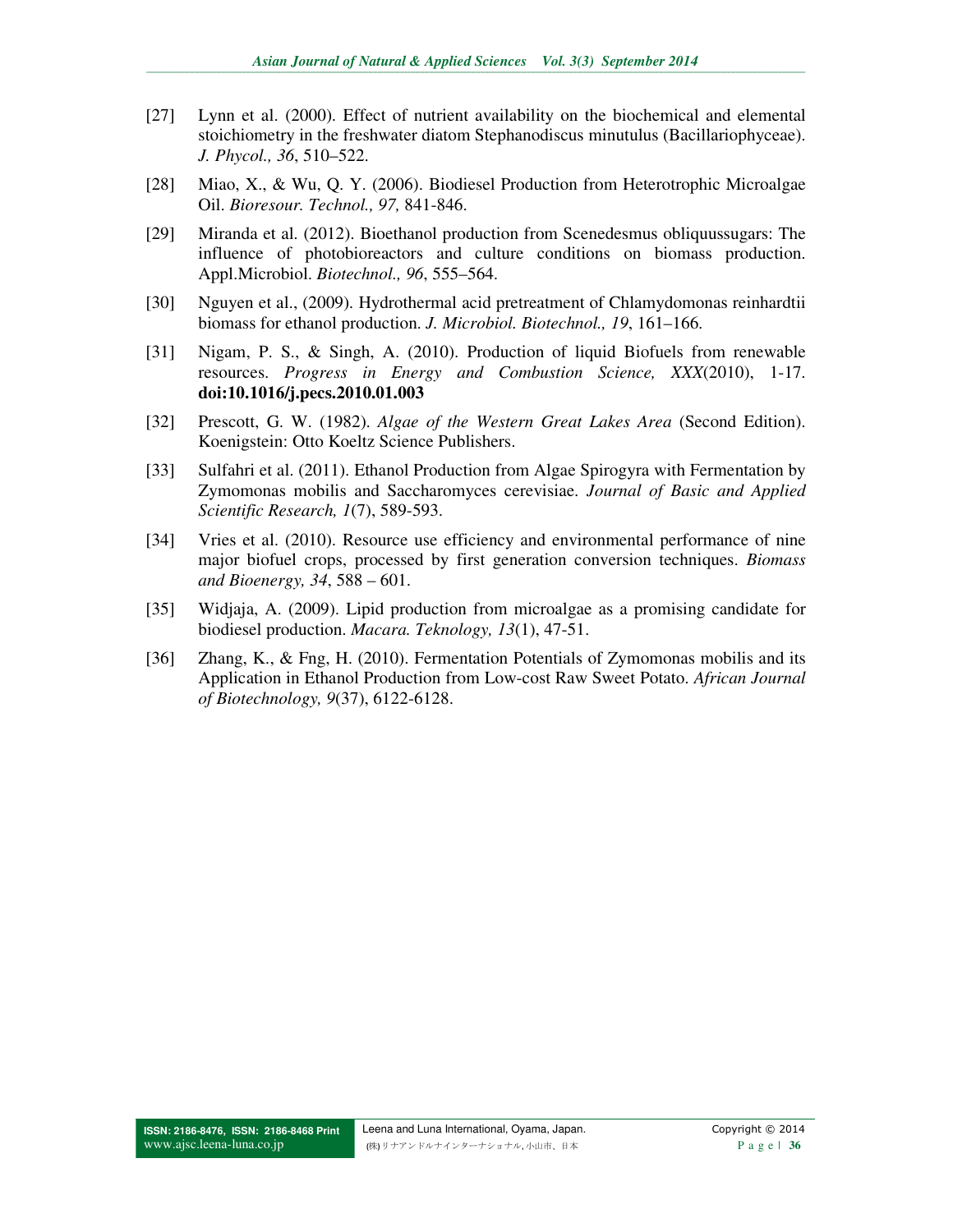[27] Lynn et al. (2000). Effect of nutrient availability on the biochemical and elemental stoichiometry in the freshwater diatom Stephanodiscus minutulus (Bacillariophyceae). *J. Phycol., 36*, 510–522.

[28] Miao, X., & Wu, Q. Y. (2006). Biodiesel Production from Heterotrophic Microalgae Oil. *Bioresour. Technol., 97,* 841-846.

[29] Miranda et al. (2012). Bioethanol production from Scenedesmus obliquussugars: The influence of photobioreactors and culture conditions on biomass production. Appl.Microbiol. *Biotechnol., 96*, 555–564.

[30] Nguyen et al., (2009). Hydrothermal acid pretreatment of Chlamydomonas reinhardtii biomass for ethanol production. *J. Microbiol. Biotechnol., 19*, 161–166.

[31] Nigam, P. S., & Singh, A. (2010). Production of liquid Biofuels from renewable resources. *Progress in Energy and Combustion Science, XXX*(2010), 1-17. **doi:10.1016/j.pecs.2010.01.003**

[32] Prescott, G. W. (1982). *Algae of the Western Great Lakes Area* (Second Edition). Koenigstein: Otto Koeltz Science Publishers.

[33] Sulfahri et al. (2011). Ethanol Production from Algae Spirogyra with Fermentation by Zymomonas mobilis and Saccharomyces cerevisiae. *Journal of Basic and Applied Scientific Research, 1*(7), 589-593.

[34] Vries et al. (2010). Resource use efficiency and environmental performance of nine major biofuel crops, processed by first generation conversion techniques. *Biomass and Bioenergy, 34*, 588 – 601.

[35] Widjaja, A. (2009). Lipid production from microalgae as a promising candidate for biodiesel production. *Macara. Teknology, 13*(1), 47-51.

[36] Zhang, K., & Fng, H. (2010). Fermentation Potentials of Zymomonas mobilis and its Application in Ethanol Production from Low-cost Raw Sweet Potato. *African Journal of Biotechnology, 9*(37), 6122-6128.